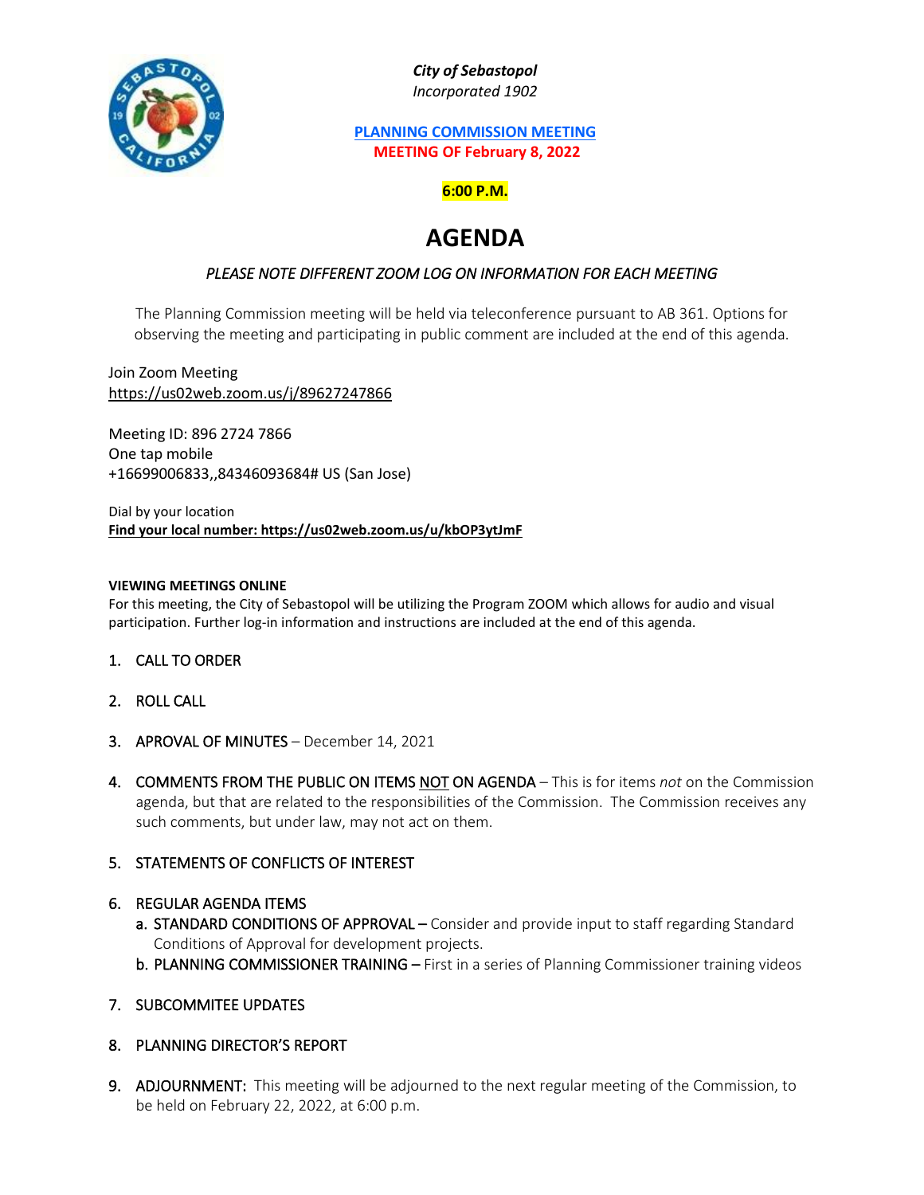*City of Sebastopol*
*Incorporated 1902*

**PLANNING COMMISSION MEETING**
**MEETING OF February 8, 2022**

**6:00 P.M.**

# AGENDA

*PLEASE NOTE DIFFERENT ZOOM LOG ON INFORMATION FOR EACH MEETING*

The Planning Commission meeting will be held via teleconference pursuant to AB 361. Options for observing the meeting and participating in public comment are included at the end of this agenda.

Join Zoom Meeting
https://us02web.zoom.us/j/89627247866

Meeting ID: 896 2724 7866
One tap mobile
+16699006833,,84346093684# US (San Jose)

Dial by your location
**Find your local number: https://us02web.zoom.us/u/kbOP3ytJmF**

**VIEWING MEETINGS ONLINE**
For this meeting, the City of Sebastopol will be utilizing the Program ZOOM which allows for audio and visual participation. Further log-in information and instructions are included at the end of this agenda.

1. CALL TO ORDER

2. ROLL CALL

3. APROVAL OF MINUTES – December 14, 2021

4. COMMENTS FROM THE PUBLIC ON ITEMS NOT ON AGENDA – This is for items *not* on the Commission agenda, but that are related to the responsibilities of the Commission. The Commission receives any such comments, but under law, may not act on them.

5. STATEMENTS OF CONFLICTS OF INTEREST

6. REGULAR AGENDA ITEMS
   a. STANDARD CONDITIONS OF APPROVAL – Consider and provide input to staff regarding Standard Conditions of Approval for development projects.
   b. PLANNING COMMISSIONER TRAINING – First in a series of Planning Commissioner training videos

7. SUBCOMMITEE UPDATES

8. PLANNING DIRECTOR'S REPORT

9. ADJOURNMENT: This meeting will be adjourned to the next regular meeting of the Commission, to be held on February 22, 2022, at 6:00 p.m.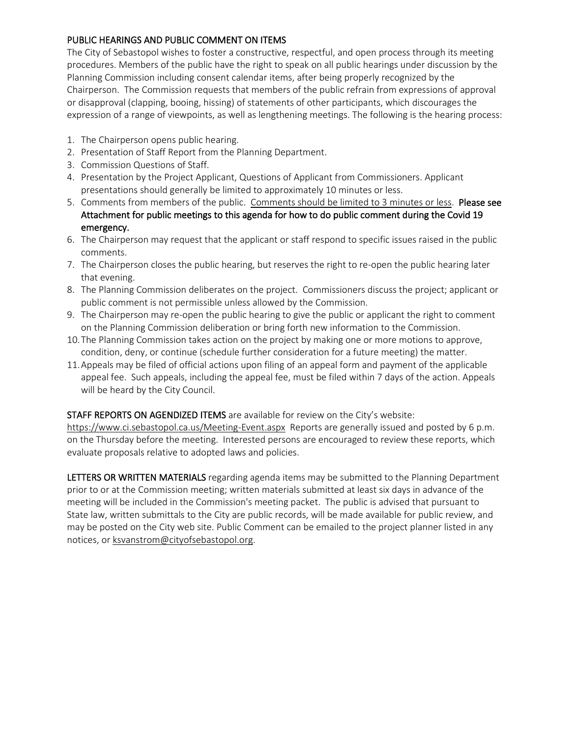## PUBLIC HEARINGS AND PUBLIC COMMENT ON ITEMS

The City of Sebastopol wishes to foster a constructive, respectful, and open process through its meeting procedures. Members of the public have the right to speak on all public hearings under discussion by the Planning Commission including consent calendar items, after being properly recognized by the Chairperson. The Commission requests that members of the public refrain from expressions of approval or disapproval (clapping, booing, hissing) of statements of other participants, which discourages the expression of a range of viewpoints, as well as lengthening meetings. The following is the hearing process:

1. The Chairperson opens public hearing.
2. Presentation of Staff Report from the Planning Department.
3. Commission Questions of Staff.
4. Presentation by the Project Applicant, Questions of Applicant from Commissioners. Applicant presentations should generally be limited to approximately 10 minutes or less.
5. Comments from members of the public. Comments should be limited to 3 minutes or less. **Please see Attachment for public meetings to this agenda for how to do public comment during the Covid 19 emergency.**
6. The Chairperson may request that the applicant or staff respond to specific issues raised in the public comments.
7. The Chairperson closes the public hearing, but reserves the right to re-open the public hearing later that evening.
8. The Planning Commission deliberates on the project. Commissioners discuss the project; applicant or public comment is not permissible unless allowed by the Commission.
9. The Chairperson may re-open the public hearing to give the public or applicant the right to comment on the Planning Commission deliberation or bring forth new information to the Commission.
10. The Planning Commission takes action on the project by making one or more motions to approve, condition, deny, or continue (schedule further consideration for a future meeting) the matter.
11. Appeals may be filed of official actions upon filing of an appeal form and payment of the applicable appeal fee. Such appeals, including the appeal fee, must be filed within 7 days of the action. Appeals will be heard by the City Council.

**STAFF REPORTS ON AGENDIZED ITEMS** are available for review on the City's website: https://www.ci.sebastopol.ca.us/Meeting-Event.aspx Reports are generally issued and posted by 6 p.m. on the Thursday before the meeting. Interested persons are encouraged to review these reports, which evaluate proposals relative to adopted laws and policies.

**LETTERS OR WRITTEN MATERIALS** regarding agenda items may be submitted to the Planning Department prior to or at the Commission meeting; written materials submitted at least six days in advance of the meeting will be included in the Commission's meeting packet. The public is advised that pursuant to State law, written submittals to the City are public records, will be made available for public review, and may be posted on the City web site. Public Comment can be emailed to the project planner listed in any notices, or ksvanstrom@cityofsebastopol.org.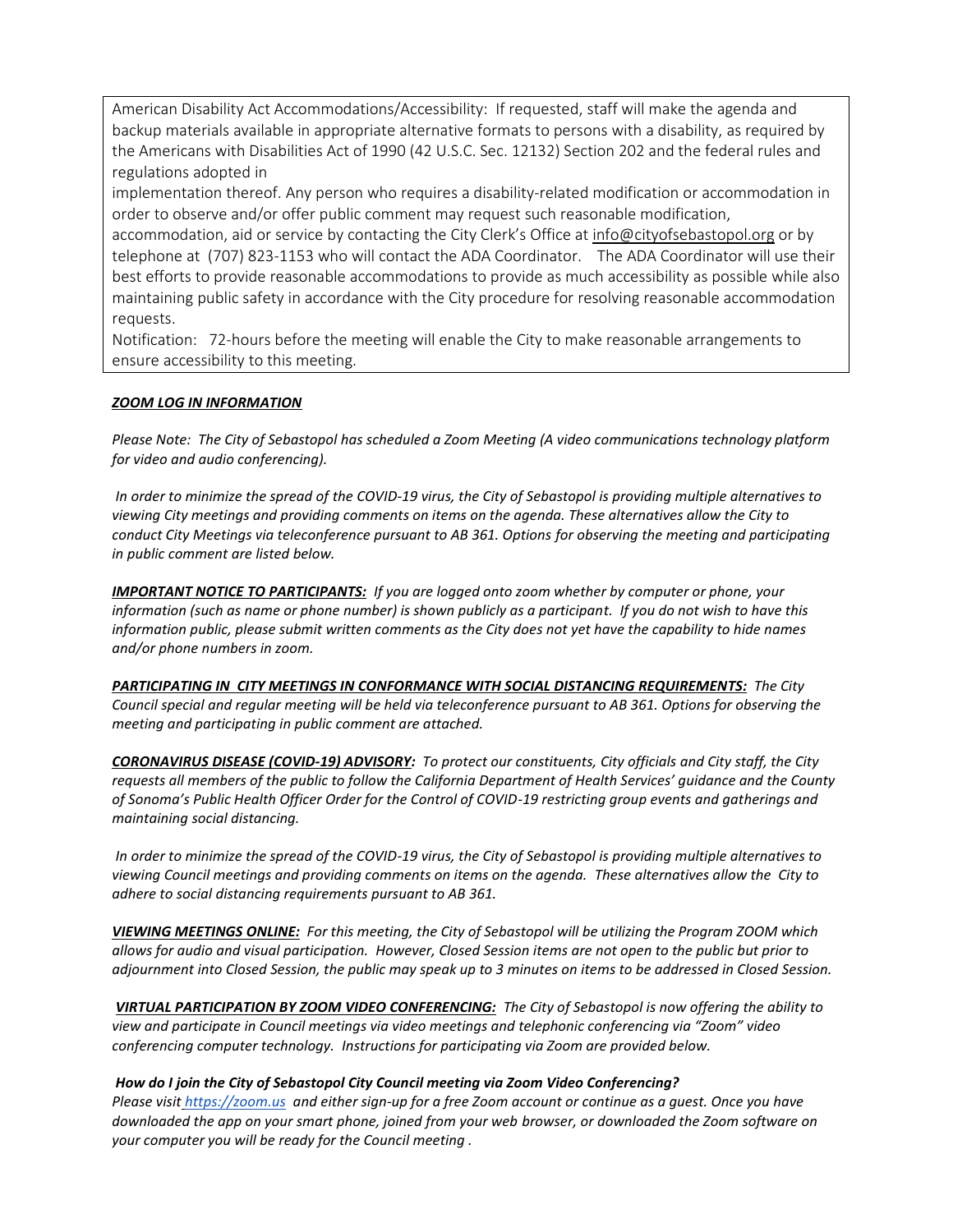American Disability Act Accommodations/Accessibility: If requested, staff will make the agenda and backup materials available in appropriate alternative formats to persons with a disability, as required by the Americans with Disabilities Act of 1990 (42 U.S.C. Sec. 12132) Section 202 and the federal rules and regulations adopted in
implementation thereof. Any person who requires a disability-related modification or accommodation in order to observe and/or offer public comment may request such reasonable modification,
accommodation, aid or service by contacting the City Clerk's Office at info@cityofsebastopol.org or by telephone at (707) 823-1153 who will contact the ADA Coordinator. The ADA Coordinator will use their best efforts to provide reasonable accommodations to provide as much accessibility as possible while also maintaining public safety in accordance with the City procedure for resolving reasonable accommodation requests.
Notification: 72-hours before the meeting will enable the City to make reasonable arrangements to ensure accessibility to this meeting.

***ZOOM LOG IN INFORMATION***

*Please Note: The City of Sebastopol has scheduled a Zoom Meeting (A video communications technology platform for video and audio conferencing).*

*In order to minimize the spread of the COVID-19 virus, the City of Sebastopol is providing multiple alternatives to viewing City meetings and providing comments on items on the agenda. These alternatives allow the City to conduct City Meetings via teleconference pursuant to AB 361. Options for observing the meeting and participating in public comment are listed below.*

***IMPORTANT NOTICE TO PARTICIPANTS:*** *If you are logged onto zoom whether by computer or phone, your information (such as name or phone number) is shown publicly as a participant. If you do not wish to have this information public, please submit written comments as the City does not yet have the capability to hide names and/or phone numbers in zoom.*

***PARTICIPATING IN CITY MEETINGS IN CONFORMANCE WITH SOCIAL DISTANCING REQUIREMENTS:*** *The City Council special and regular meeting will be held via teleconference pursuant to AB 361. Options for observing the meeting and participating in public comment are attached.*

***CORONAVIRUS DISEASE (COVID-19) ADVISORY:*** *To protect our constituents, City officials and City staff, the City requests all members of the public to follow the California Department of Health Services' guidance and the County of Sonoma's Public Health Officer Order for the Control of COVID-19 restricting group events and gatherings and maintaining social distancing.*

*In order to minimize the spread of the COVID-19 virus, the City of Sebastopol is providing multiple alternatives to viewing Council meetings and providing comments on items on the agenda. These alternatives allow the City to adhere to social distancing requirements pursuant to AB 361.*

***VIEWING MEETINGS ONLINE:*** *For this meeting, the City of Sebastopol will be utilizing the Program ZOOM which allows for audio and visual participation. However, Closed Session items are not open to the public but prior to adjournment into Closed Session, the public may speak up to 3 minutes on items to be addressed in Closed Session.*

***VIRTUAL PARTICIPATION BY ZOOM VIDEO CONFERENCING:*** *The City of Sebastopol is now offering the ability to view and participate in Council meetings via video meetings and telephonic conferencing via "Zoom" video conferencing computer technology. Instructions for participating via Zoom are provided below.*

***How do I join the City of Sebastopol City Council meeting via Zoom Video Conferencing?***
*Please visit https://zoom.us and either sign-up for a free Zoom account or continue as a guest. Once you have downloaded the app on your smart phone, joined from your web browser, or downloaded the Zoom software on your computer you will be ready for the Council meeting .*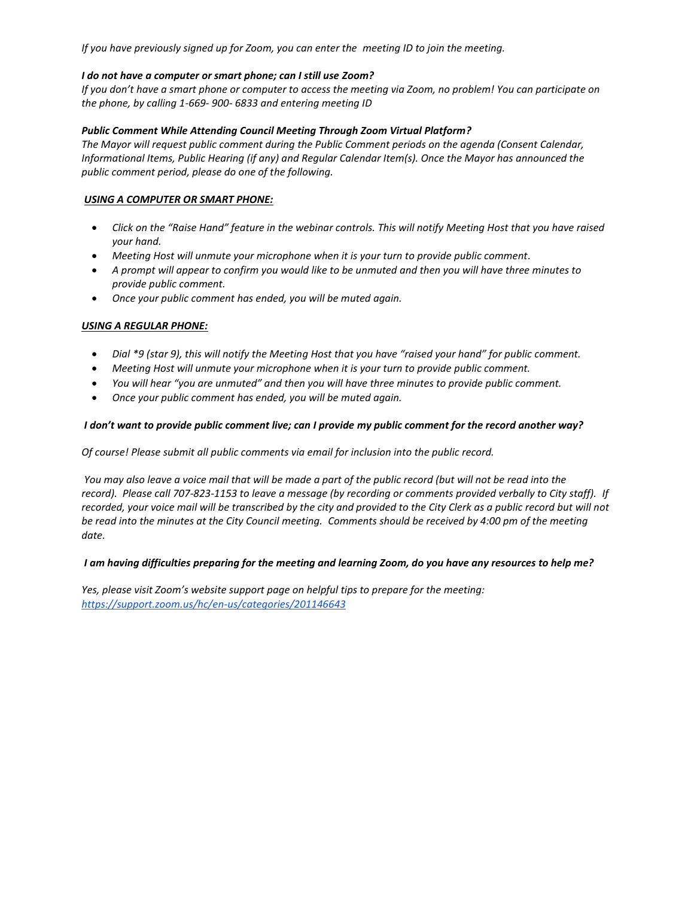*If you have previously signed up for Zoom, you can enter the meeting ID to join the meeting.*

***I do not have a computer or smart phone; can I still use Zoom?***

*If you don't have a smart phone or computer to access the meeting via Zoom, no problem! You can participate on the phone, by calling 1-669- 900- 6833 and entering meeting ID*

***Public Comment While Attending Council Meeting Through Zoom Virtual Platform?***

*The Mayor will request public comment during the Public Comment periods on the agenda (Consent Calendar, Informational Items, Public Hearing (if any) and Regular Calendar Item(s). Once the Mayor has announced the public comment period, please do one of the following.*

***<u>USING A COMPUTER OR SMART PHONE:</u>***

- *Click on the "Raise Hand" feature in the webinar controls. This will notify Meeting Host that you have raised your hand.*
- *Meeting Host will unmute your microphone when it is your turn to provide public comment.*
- *A prompt will appear to confirm you would like to be unmuted and then you will have three minutes to provide public comment.*
- *Once your public comment has ended, you will be muted again.*

***<u>USING A REGULAR PHONE:</u>***

- *Dial *9 (star 9), this will notify the Meeting Host that you have "raised your hand" for public comment.*
- *Meeting Host will unmute your microphone when it is your turn to provide public comment.*
- *You will hear "you are unmuted" and then you will have three minutes to provide public comment.*
- *Once your public comment has ended, you will be muted again.*

***I don't want to provide public comment live; can I provide my public comment for the record another way?***

*Of course! Please submit all public comments via email for inclusion into the public record.*

*You may also leave a voice mail that will be made a part of the public record (but will not be read into the record). Please call 707-823-1153 to leave a message (by recording or comments provided verbally to City staff). If recorded, your voice mail will be transcribed by the city and provided to the City Clerk as a public record but will not be read into the minutes at the City Council meeting. Comments should be received by 4:00 pm of the meeting date.*

***I am having difficulties preparing for the meeting and learning Zoom, do you have any resources to help me?***

*Yes, please visit Zoom's website support page on helpful tips to prepare for the meeting:*
*https://support.zoom.us/hc/en-us/categories/201146643*